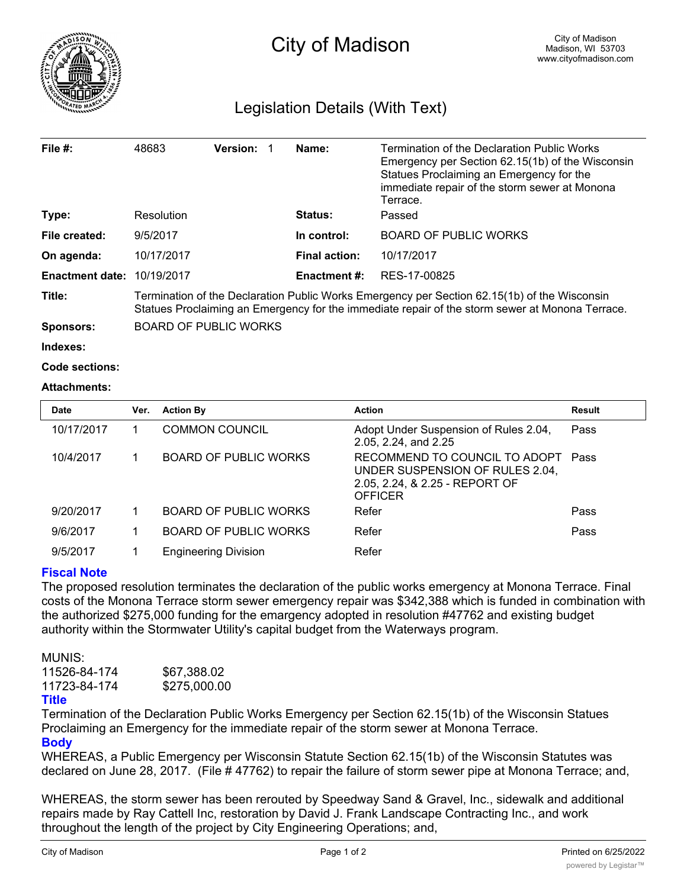# City of Madison

City of Madison
Madison, WI 53703
www.cityofmadison.com

## Legislation Details (With Text)

| | | | | | |
|---|---|---|---|---|---|
| **File #:** | 48683 | **Version:** 1 | | **Name:** | Termination of the Declaration Public Works Emergency per Section 62.15(1b) of the Wisconsin Statues Proclaiming an Emergency for the immediate repair of the storm sewer at Monona Terrace. |
| **Type:** | Resolution | | | **Status:** | Passed |
| **File created:** | 9/5/2017 | | | **In control:** | BOARD OF PUBLIC WORKS |
| **On agenda:** | 10/17/2017 | | | **Final action:** | 10/17/2017 |
| **Enactment date:** | 10/19/2017 | | | **Enactment #:** | RES-17-00825 |

**Title:** Termination of the Declaration Public Works Emergency per Section 62.15(1b) of the Wisconsin Statues Proclaiming an Emergency for the immediate repair of the storm sewer at Monona Terrace.

**Sponsors:** BOARD OF PUBLIC WORKS

**Indexes:**

**Code sections:**

**Attachments:**

| Date | Ver. | Action By | Action | Result |
|---|---|---|---|---|
| 10/17/2017 | 1 | COMMON COUNCIL | Adopt Under Suspension of Rules 2.04, 2.05, 2.24, and 2.25 | Pass |
| 10/4/2017 | 1 | BOARD OF PUBLIC WORKS | RECOMMEND TO COUNCIL TO ADOPT UNDER SUSPENSION OF RULES 2.04, 2.05, 2.24, & 2.25 - REPORT OF OFFICER | Pass |
| 9/20/2017 | 1 | BOARD OF PUBLIC WORKS | Refer | Pass |
| 9/6/2017 | 1 | BOARD OF PUBLIC WORKS | Refer | Pass |
| 9/5/2017 | 1 | Engineering Division | Refer | |

### Fiscal Note

The proposed resolution terminates the declaration of the public works emergency at Monona Terrace. Final costs of the Monona Terrace storm sewer emergency repair was $342,388 which is funded in combination with the authorized $275,000 funding for the emargency adopted in resolution #47762 and existing budget authority within the Stormwater Utility's capital budget from the Waterways program.

MUNIS:
11526-84-174 $67,388.02
11723-84-174 $275,000.00

### Title

Termination of the Declaration Public Works Emergency per Section 62.15(1b) of the Wisconsin Statues Proclaiming an Emergency for the immediate repair of the storm sewer at Monona Terrace.

### Body

WHEREAS, a Public Emergency per Wisconsin Statute Section 62.15(1b) of the Wisconsin Statutes was declared on June 28, 2017. (File # 47762) to repair the failure of storm sewer pipe at Monona Terrace; and,

WHEREAS, the storm sewer has been rerouted by Speedway Sand & Gravel, Inc., sidewalk and additional repairs made by Ray Cattell Inc, restoration by David J. Frank Landscape Contracting Inc., and work throughout the length of the project by City Engineering Operations; and,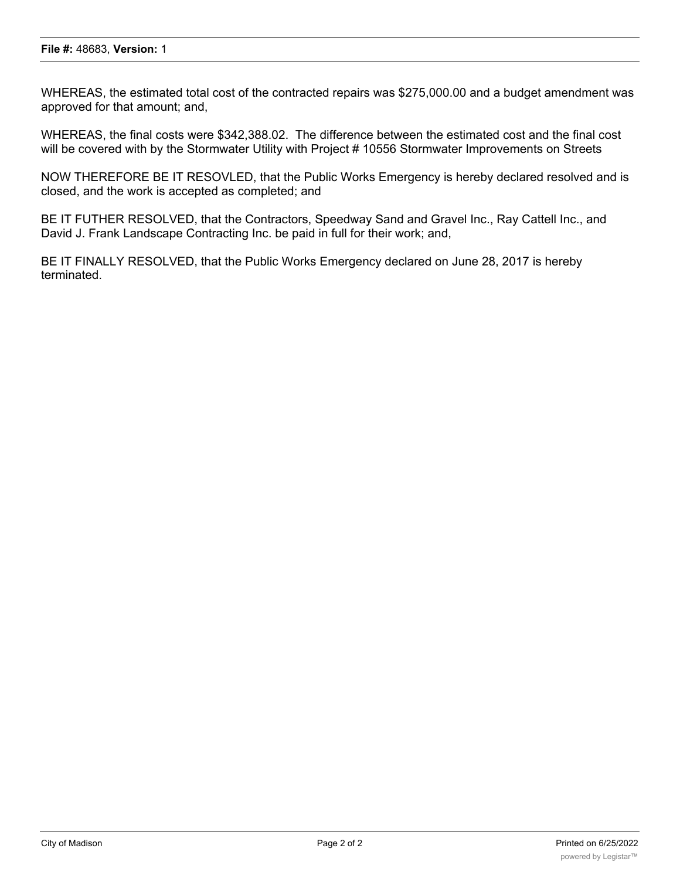WHEREAS, the estimated total cost of the contracted repairs was $275,000.00 and a budget amendment was approved for that amount; and,

WHEREAS, the final costs were $342,388.02. The difference between the estimated cost and the final cost will be covered with by the Stormwater Utility with Project # 10556 Stormwater Improvements on Streets

NOW THEREFORE BE IT RESOVLED, that the Public Works Emergency is hereby declared resolved and is closed, and the work is accepted as completed; and

BE IT FUTHER RESOLVED, that the Contractors, Speedway Sand and Gravel Inc., Ray Cattell Inc., and David J. Frank Landscape Contracting Inc. be paid in full for their work; and,

BE IT FINALLY RESOLVED, that the Public Works Emergency declared on June 28, 2017 is hereby terminated.